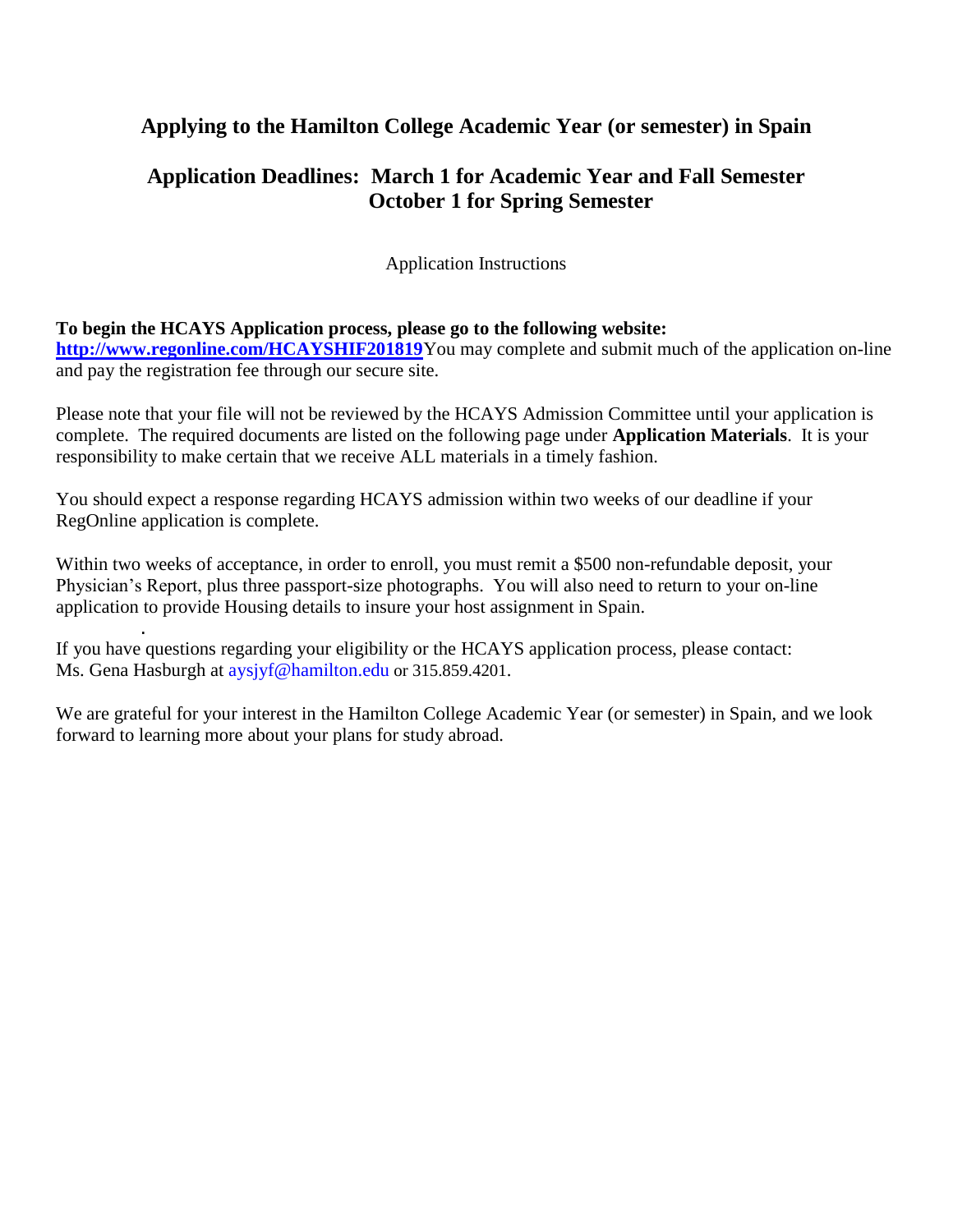# Applying to the Hamilton College Academic Year (or semester) in Spain

## Application Deadlines: March 1 for Academic Year and Fall Semester
## October 1 for Spring Semester

Application Instructions

**To begin the HCAYS Application process, please go to the following website:**
**http://www.regonline.com/HCAYSHIF201819** You may complete and submit much of the application on-line and pay the registration fee through our secure site.

Please note that your file will not be reviewed by the HCAYS Admission Committee until your application is complete. The required documents are listed on the following page under **Application Materials**. It is your responsibility to make certain that we receive ALL materials in a timely fashion.

You should expect a response regarding HCAYS admission within two weeks of our deadline if your RegOnline application is complete.

Within two weeks of acceptance, in order to enroll, you must remit a $500 non-refundable deposit, your Physician's Report, plus three passport-size photographs. You will also need to return to your on-line application to provide Housing details to insure your host assignment in Spain.

If you have questions regarding your eligibility or the HCAYS application process, please contact:
Ms. Gena Hasburgh at aysjyf@hamilton.edu or 315.859.4201.

We are grateful for your interest in the Hamilton College Academic Year (or semester) in Spain, and we look forward to learning more about your plans for study abroad.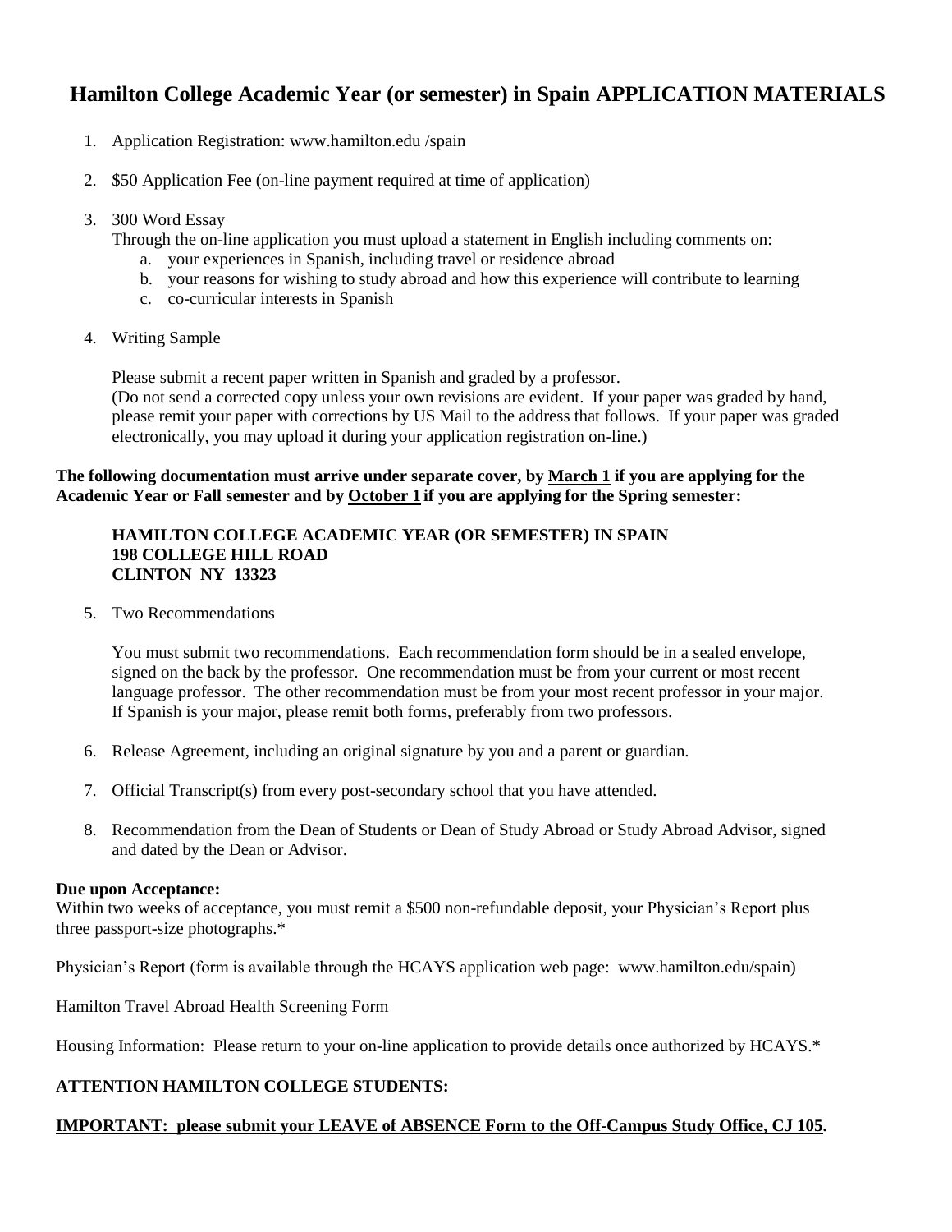# Hamilton College Academic Year (or semester) in Spain APPLICATION MATERIALS

1. Application Registration: www.hamilton.edu /spain

2. $50 Application Fee (on-line payment required at time of application)

3. 300 Word Essay

   Through the on-line application you must upload a statement in English including comments on:

   a. your experiences in Spanish, including travel or residence abroad
   b. your reasons for wishing to study abroad and how this experience will contribute to learning
   c. co-curricular interests in Spanish

4. Writing Sample

   Please submit a recent paper written in Spanish and graded by a professor.
   (Do not send a corrected copy unless your own revisions are evident. If your paper was graded by hand, please remit your paper with corrections by US Mail to the address that follows. If your paper was graded electronically, you may upload it during your application registration on-line.)

**The following documentation must arrive under separate cover, by <u>March 1</u> if you are applying for the Academic Year or Fall semester and by <u>October 1</u> if you are applying for the Spring semester:**

**HAMILTON COLLEGE ACADEMIC YEAR (OR SEMESTER) IN SPAIN**
**198 COLLEGE HILL ROAD**
**CLINTON NY 13323**

5. Two Recommendations

   You must submit two recommendations. Each recommendation form should be in a sealed envelope, signed on the back by the professor. One recommendation must be from your current or most recent language professor. The other recommendation must be from your most recent professor in your major. If Spanish is your major, please remit both forms, preferably from two professors.

6. Release Agreement, including an original signature by you and a parent or guardian.

7. Official Transcript(s) from every post-secondary school that you have attended.

8. Recommendation from the Dean of Students or Dean of Study Abroad or Study Abroad Advisor, signed and dated by the Dean or Advisor.

**Due upon Acceptance:**
Within two weeks of acceptance, you must remit a $500 non-refundable deposit, your Physician's Report plus three passport-size photographs.*

Physician's Report (form is available through the HCAYS application web page: www.hamilton.edu/spain)

Hamilton Travel Abroad Health Screening Form

Housing Information: Please return to your on-line application to provide details once authorized by HCAYS.*

**ATTENTION HAMILTON COLLEGE STUDENTS:**

**<u>IMPORTANT: please submit your LEAVE of ABSENCE Form to the Off-Campus Study Office, CJ 105</u>.**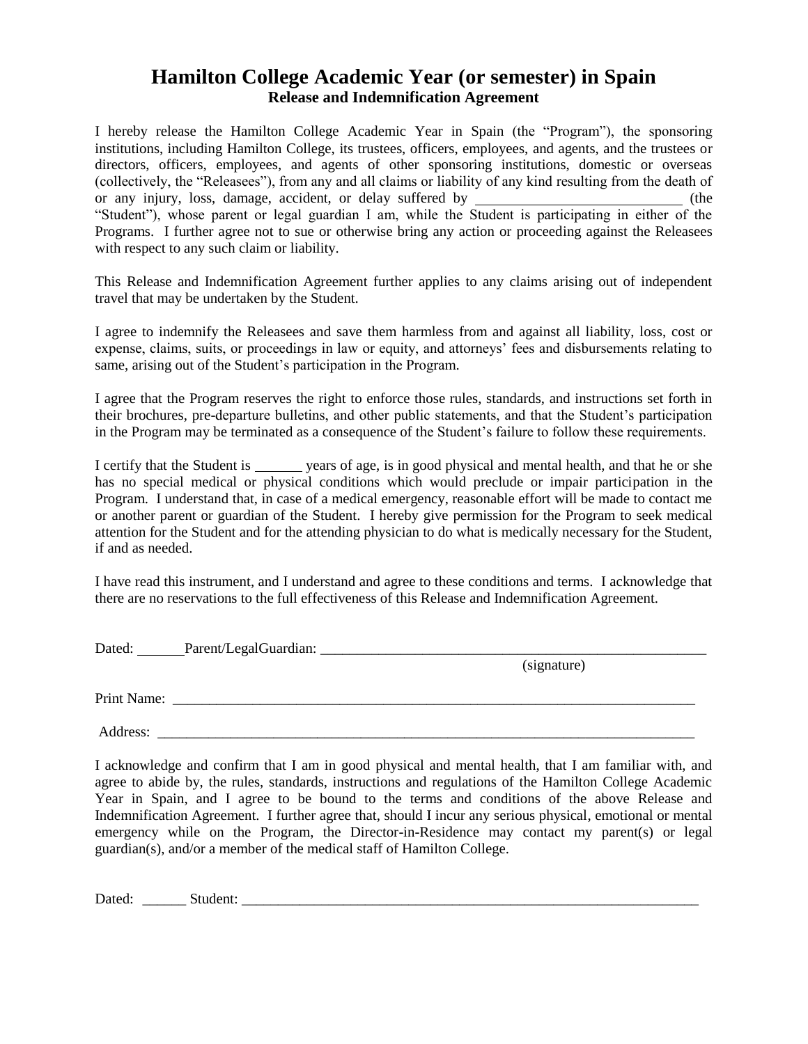# Hamilton College Academic Year (or semester) in Spain

## Release and Indemnification Agreement

I hereby release the Hamilton College Academic Year in Spain (the "Program"), the sponsoring institutions, including Hamilton College, its trustees, officers, employees, and agents, and the trustees or directors, officers, employees, and agents of other sponsoring institutions, domestic or overseas (collectively, the "Releasees"), from any and all claims or liability of any kind resulting from the death of or any injury, loss, damage, accident, or delay suffered by ____________________________ (the "Student"), whose parent or legal guardian I am, while the Student is participating in either of the Programs. I further agree not to sue or otherwise bring any action or proceeding against the Releasees with respect to any such claim or liability.

This Release and Indemnification Agreement further applies to any claims arising out of independent travel that may be undertaken by the Student.

I agree to indemnify the Releasees and save them harmless from and against all liability, loss, cost or expense, claims, suits, or proceedings in law or equity, and attorneys' fees and disbursements relating to same, arising out of the Student's participation in the Program.

I agree that the Program reserves the right to enforce those rules, standards, and instructions set forth in their brochures, pre-departure bulletins, and other public statements, and that the Student's participation in the Program may be terminated as a consequence of the Student's failure to follow these requirements.

I certify that the Student is ______ years of age, is in good physical and mental health, and that he or she has no special medical or physical conditions which would preclude or impair participation in the Program. I understand that, in case of a medical emergency, reasonable effort will be made to contact me or another parent or guardian of the Student. I hereby give permission for the Program to seek medical attention for the Student and for the attending physician to do what is medically necessary for the Student, if and as needed.

I have read this instrument, and I understand and agree to these conditions and terms. I acknowledge that there are no reservations to the full effectiveness of this Release and Indemnification Agreement.

Dated: ______ Parent/LegalGuardian: ________________________________________________________
(signature)

Print Name: ____________________________________________________________________________

Address: ______________________________________________________________________________

I acknowledge and confirm that I am in good physical and mental health, that I am familiar with, and agree to abide by, the rules, standards, instructions and regulations of the Hamilton College Academic Year in Spain, and I agree to be bound to the terms and conditions of the above Release and Indemnification Agreement. I further agree that, should I incur any serious physical, emotional or mental emergency while on the Program, the Director-in-Residence may contact my parent(s) or legal guardian(s), and/or a member of the medical staff of Hamilton College.

Dated: ______ Student: ____________________________________________________________________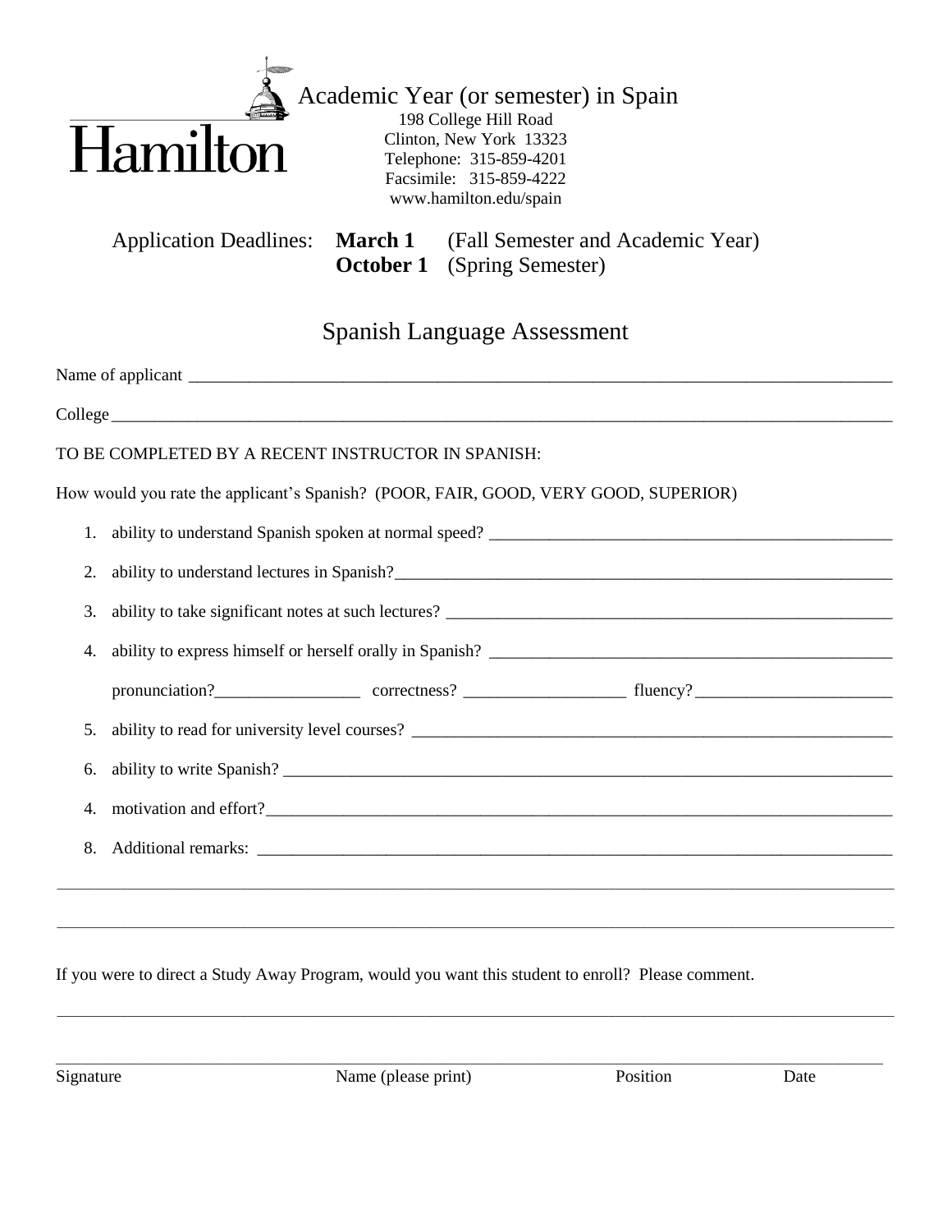Hamilton

# Academic Year (or semester) in Spain

198 College Hill Road
Clinton, New York 13323
Telephone: 315-859-4201
Facsimile: 315-859-4222
www.hamilton.edu/spain

Application Deadlines: **March 1** (Fall Semester and Academic Year)
**October 1** (Spring Semester)

## Spanish Language Assessment

Name of applicant ______________________________________________

College ______________________________________________

TO BE COMPLETED BY A RECENT INSTRUCTOR IN SPANISH:

How would you rate the applicant's Spanish? (POOR, FAIR, GOOD, VERY GOOD, SUPERIOR)

1. ability to understand Spanish spoken at normal speed? ______________________
2. ability to understand lectures in Spanish? ______________________
3. ability to take significant notes at such lectures? ______________________
4. ability to express himself or herself orally in Spanish? ______________________

   pronunciation? ____________ correctness? ____________ fluency? ____________

5. ability to read for university level courses? ______________________
6. ability to write Spanish? ______________________

4. motivation and effort? ______________________

8. Additional remarks: ______________________

______________________________________________

______________________________________________

If you were to direct a Study Away Program, would you want this student to enroll? Please comment.

______________________________________________

______________________________________________

Signature                    Name (please print)                    Position                    Date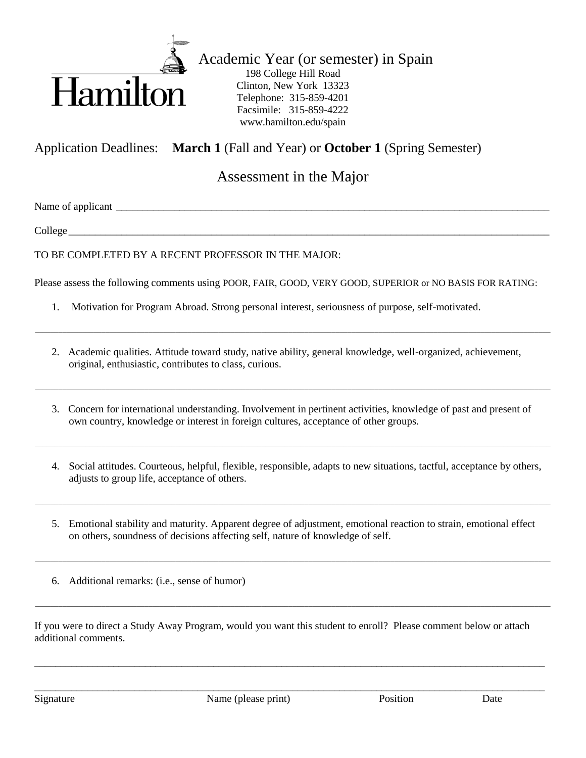Hamilton

Academic Year (or semester) in Spain
198 College Hill Road
Clinton, New York 13323
Telephone: 315-859-4201
Facsimile: 315-859-4222
www.hamilton.edu/spain

Application Deadlines: **March 1** (Fall and Year) or **October 1** (Spring Semester)

## Assessment in the Major

Name of applicant ___________________________________________________________________________

College ______________________________________________________________________________________

TO BE COMPLETED BY A RECENT PROFESSOR IN THE MAJOR:

Please assess the following comments using POOR, FAIR, GOOD, VERY GOOD, SUPERIOR or NO BASIS FOR RATING:

1. Motivation for Program Abroad. Strong personal interest, seriousness of purpose, self-motivated.

______________________________________________________________________________________

2. Academic qualities. Attitude toward study, native ability, general knowledge, well-organized, achievement, original, enthusiastic, contributes to class, curious.

______________________________________________________________________________________

3. Concern for international understanding. Involvement in pertinent activities, knowledge of past and present of own country, knowledge or interest in foreign cultures, acceptance of other groups.

______________________________________________________________________________________

4. Social attitudes. Courteous, helpful, flexible, responsible, adapts to new situations, tactful, acceptance by others, adjusts to group life, acceptance of others.

______________________________________________________________________________________

5. Emotional stability and maturity. Apparent degree of adjustment, emotional reaction to strain, emotional effect on others, soundness of decisions affecting self, nature of knowledge of self.

______________________________________________________________________________________

6. Additional remarks: (i.e., sense of humor)

______________________________________________________________________________________

If you were to direct a Study Away Program, would you want this student to enroll? Please comment below or attach additional comments.

______________________________________________________________________________________

______________________________________________________________________________________

Signature Name (please print) Position Date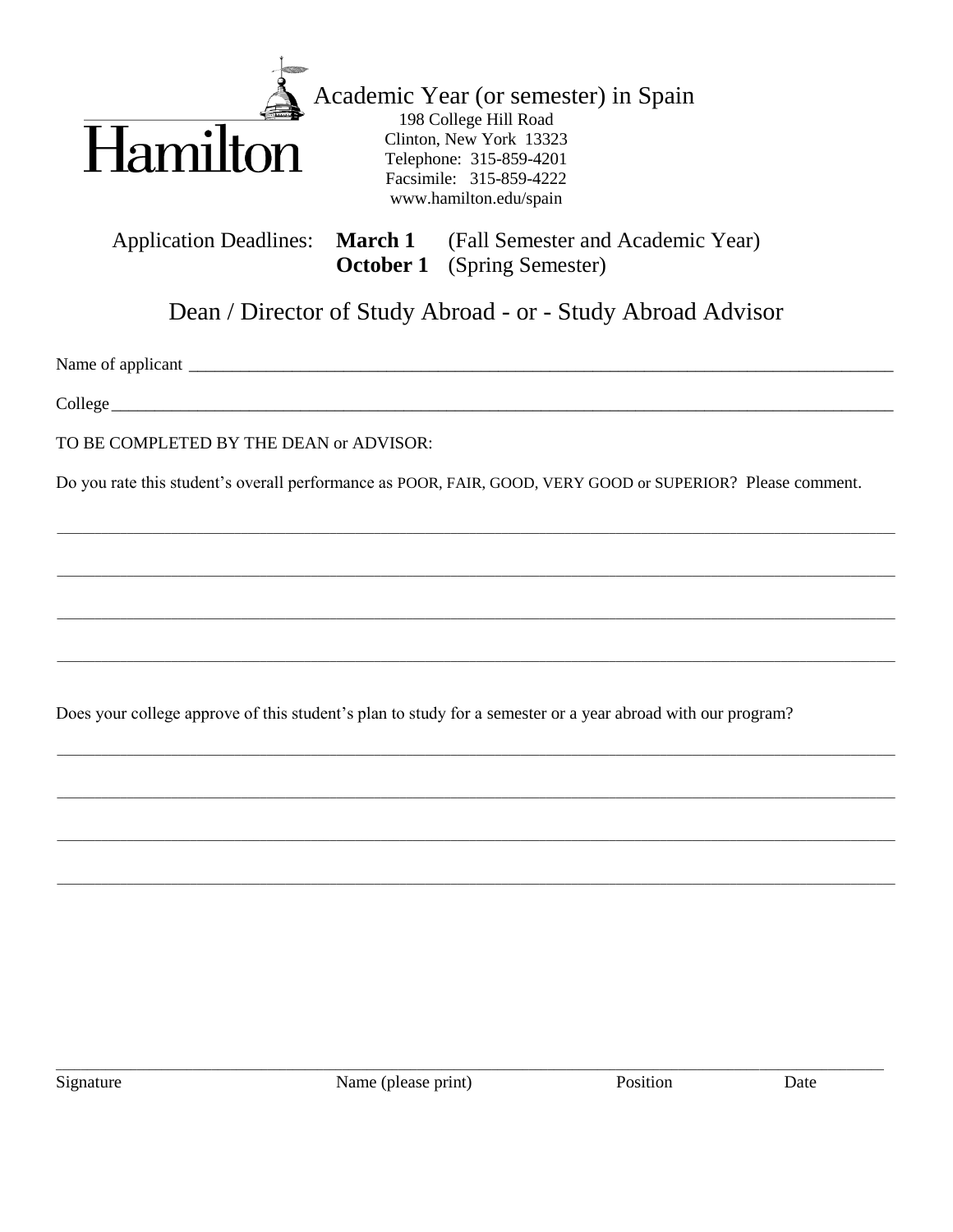Hamilton

# Academic Year (or semester) in Spain

198 College Hill Road
Clinton, New York 13323
Telephone: 315-859-4201
Facsimile: 315-859-4222
www.hamilton.edu/spain

Application Deadlines: **March 1** (Fall Semester and Academic Year)
**October 1** (Spring Semester)

## Dean / Director of Study Abroad - or - Study Abroad Advisor

Name of applicant ___________________________________________________________________________

College ___________________________________________________________________________________

TO BE COMPLETED BY THE DEAN or ADVISOR:

Do you rate this student's overall performance as POOR, FAIR, GOOD, VERY GOOD or SUPERIOR? Please comment.

___________________________________________________________________________________________

___________________________________________________________________________________________

___________________________________________________________________________________________

___________________________________________________________________________________________

Does your college approve of this student's plan to study for a semester or a year abroad with our program?

___________________________________________________________________________________________

___________________________________________________________________________________________

___________________________________________________________________________________________

___________________________________________________________________________________________

___________________________________________________________________________________________

Signature Name (please print) Position Date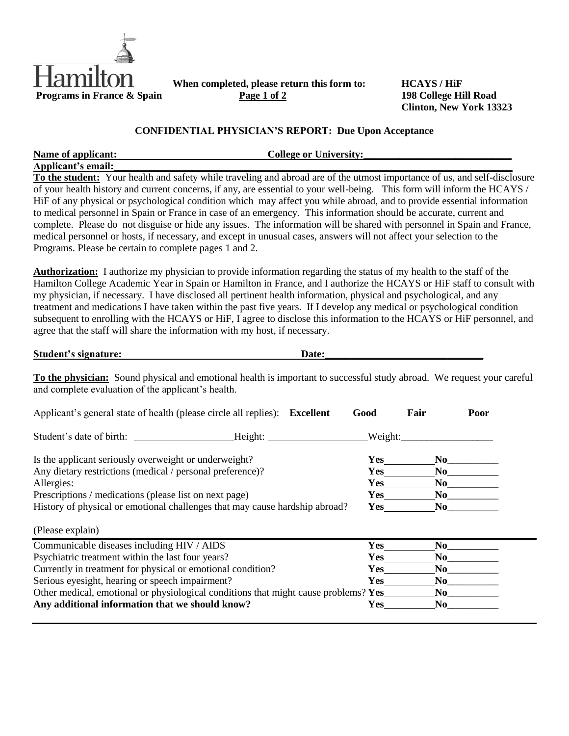**Hamilton**
**Programs in France & Spain**

**When completed, please return this form to:**

**HCAYS / HiF**
**198 College Hill Road**
**Clinton, New York 13323**

## CONFIDENTIAL PHYSICIAN'S REPORT: Due Upon Acceptance

**Name of applicant:** ____________________ **College or University:** ____________________

**Applicant's email:** ____________________

**To the student:** Your health and safety while traveling and abroad are of the utmost importance of us, and self-disclosure of your health history and current concerns, if any, are essential to your well-being. This form will inform the HCAYS / HiF of any physical or psychological condition which may affect you while abroad, and to provide essential information to medical personnel in Spain or France in case of an emergency. This information should be accurate, current and complete. Please do not disguise or hide any issues. The information will be shared with personnel in Spain and France, medical personnel or hosts, if necessary, and except in unusual cases, answers will not affect your selection to the Programs. Please be certain to complete pages 1 and 2.

**Authorization:** I authorize my physician to provide information regarding the status of my health to the staff of the Hamilton College Academic Year in Spain or Hamilton in France, and I authorize the HCAYS or HiF staff to consult with my physician, if necessary. I have disclosed all pertinent health information, physical and psychological, and any treatment and medications I have taken within the past five years. If I develop any medical or psychological condition subsequent to enrolling with the HCAYS or HiF, I agree to disclose this information to the HCAYS or HiF personnel, and agree that the staff will share the information with my host, if necessary.

**Student's signature:** ____________________ **Date:** ____________________

**To the physician:** Sound physical and emotional health is important to successful study abroad. We request your careful and complete evaluation of the applicant's health.

Applicant's general state of health (please circle all replies): **Excellent** **Good** **Fair** **Poor**

Student's date of birth: ____________ Height: ____________ Weight: ____________

| | | |
|---|---|---|
| Is the applicant seriously overweight or underweight? | **Yes**______ | **No**______ |
| Any dietary restrictions (medical / personal preference)? | **Yes**______ | **No**______ |
| Allergies: | **Yes**______ | **No**______ |
| Prescriptions / medications (please list on next page) | **Yes**______ | **No**______ |
| History of physical or emotional challenges that may cause hardship abroad? | **Yes**______ | **No**______ |

(Please explain)

| | | |
|---|---|---|
| Communicable diseases including HIV / AIDS | **Yes**______ | **No**______ |
| Psychiatric treatment within the last four years? | **Yes**______ | **No**______ |
| Currently in treatment for physical or emotional condition? | **Yes**______ | **No**______ |
| Serious eyesight, hearing or speech impairment? | **Yes**______ | **No**______ |
| Other medical, emotional or physiological conditions that might cause problems? | **Yes**______ | **No**______ |
| **Any additional information that we should know?** | **Yes**______ | **No**______ |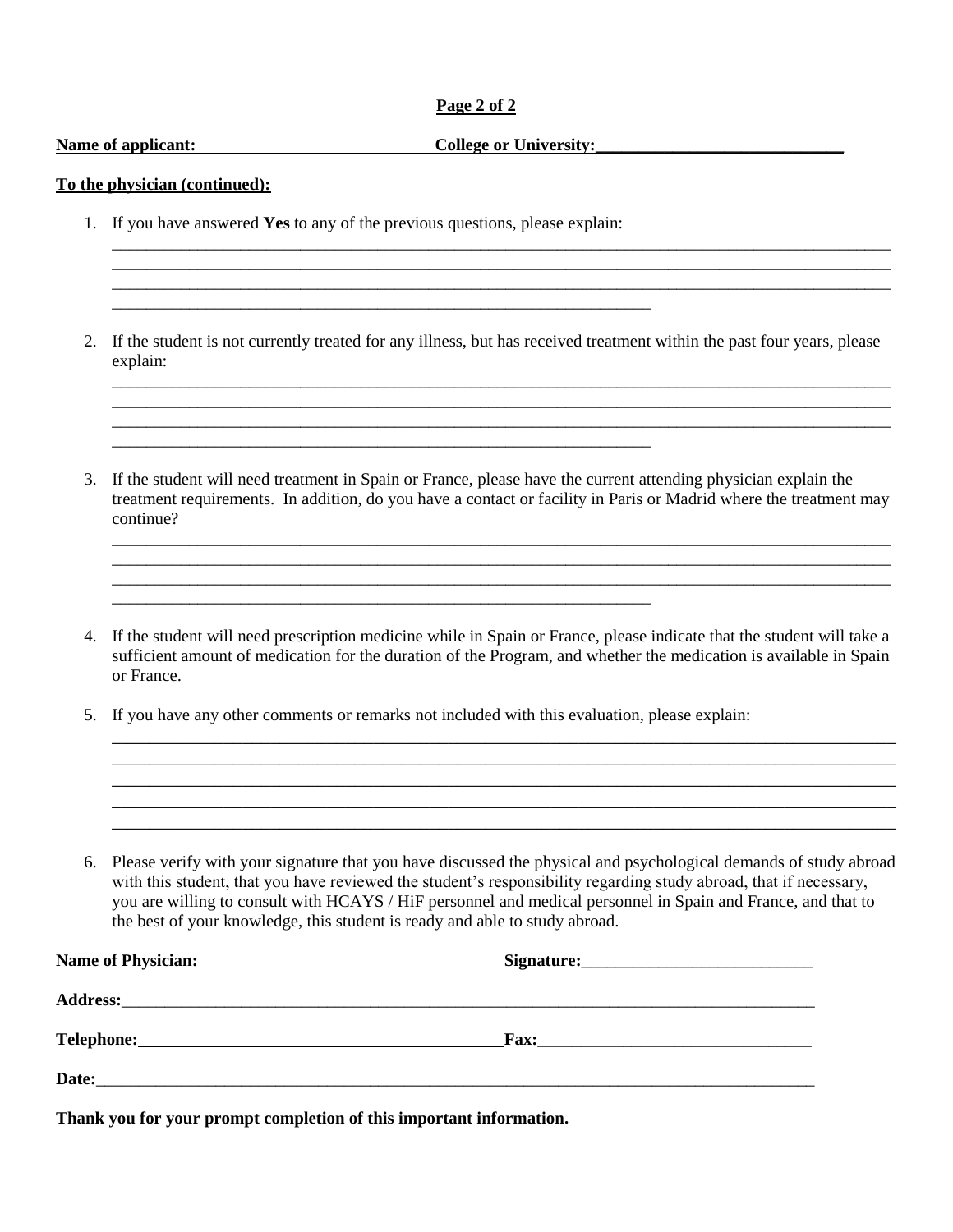**Page 2 of 2**

**Name of applicant:** ____________________________ **College or University:** ____________________________

**To the physician (continued):**

1. If you have answered **Yes** to any of the previous questions, please explain:
   ______________________________________________________________________________________
   ______________________________________________________________________________________
   ______________________________________________________________________________________
   ____________________________________________________________

2. If the student is not currently treated for any illness, but has received treatment within the past four years, please explain:
   ______________________________________________________________________________________
   ______________________________________________________________________________________
   ______________________________________________________________________________________
   ____________________________________________________________

3. If the student will need treatment in Spain or France, please have the current attending physician explain the treatment requirements. In addition, do you have a contact or facility in Paris or Madrid where the treatment may continue?
   ______________________________________________________________________________________
   ______________________________________________________________________________________
   ______________________________________________________________________________________
   ____________________________________________________________

4. If the student will need prescription medicine while in Spain or France, please indicate that the student will take a sufficient amount of medication for the duration of the Program, and whether the medication is available in Spain or France.

5. If you have any other comments or remarks not included with this evaluation, please explain:
   ______________________________________________________________________________________
   ______________________________________________________________________________________
   ______________________________________________________________________________________
   ______________________________________________________________________________________
   ______________________________________________________________________________________

6. Please verify with your signature that you have discussed the physical and psychological demands of study abroad with this student, that you have reviewed the student's responsibility regarding study abroad, that if necessary, you are willing to consult with HCAYS / HiF personnel and medical personnel in Spain and France, and that to the best of your knowledge, this student is ready and able to study abroad.

**Name of Physician:** ____________________________ **Signature:** ____________________________

**Address:** ______________________________________________________________________________

**Telephone:** ____________________________ **Fax:** ____________________________

**Date:** ______________________________________________________________________________

**Thank you for your prompt completion of this important information.**